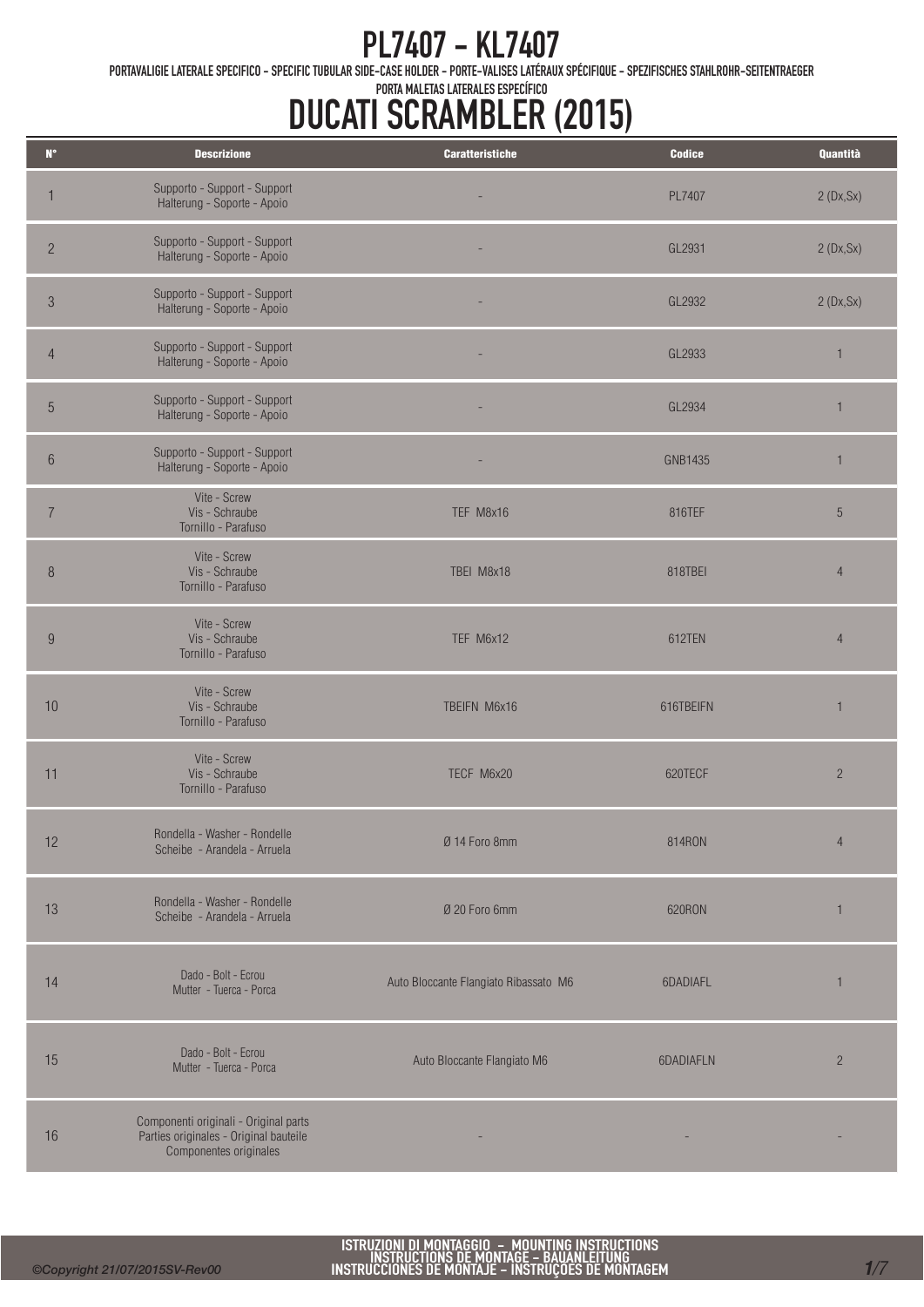# PL7407 - KL7407

PORTAVALIGIE LATERALE SPECIFICO - SPECIFIC TUBULAR SIDE-CASE HOLDER - PORTE-VALISES LATÉRAUX SPÉCIFIQUE - SPEZIFISCHES STAHLROHR-SEITENTRAEGER

PORTA MALETAS LATERALES ESPECÍFICO

# DUCATI SCRAMBLER (2015)

| N° | Descrizione | Caratteristiche | Codice | Quantità |
|---|---|---|---|---|
| 1 | Supporto - Support - Support Halterung - Soporte - Apoio | - | PL7407 | 2 (Dx,Sx) |
| 2 | Supporto - Support - Support Halterung - Soporte - Apoio | - | GL2931 | 2 (Dx,Sx) |
| 3 | Supporto - Support - Support Halterung - Soporte - Apoio | - | GL2932 | 2 (Dx,Sx) |
| 4 | Supporto - Support - Support Halterung - Soporte - Apoio | - | GL2933 | 1 |
| 5 | Supporto - Support - Support Halterung - Soporte - Apoio | - | GL2934 | 1 |
| 6 | Supporto - Support - Support Halterung - Soporte - Apoio | - | GNB1435 | 1 |
| 7 | Vite - Screw Vis - Schraube Tornillo - Parafuso | TEF M8x16 | 816TEF | 5 |
| 8 | Vite - Screw Vis - Schraube Tornillo - Parafuso | TBEI M8x18 | 818TBEI | 4 |
| 9 | Vite - Screw Vis - Schraube Tornillo - Parafuso | TEF M6x12 | 612TEN | 4 |
| 10 | Vite - Screw Vis - Schraube Tornillo - Parafuso | TBEIFN M6x16 | 616TBEIFN | 1 |
| 11 | Vite - Screw Vis - Schraube Tornillo - Parafuso | TECF M6x20 | 620TECF | 2 |
| 12 | Rondella - Washer - Rondelle Scheibe - Arandela - Arruela | Ø 14 Foro 8mm | 814RON | 4 |
| 13 | Rondella - Washer - Rondelle Scheibe - Arandela - Arruela | Ø 20 Foro 6mm | 620RON | 1 |
| 14 | Dado - Bolt - Ecrou Mutter - Tuerca - Porca | Auto Bloccante Flangiato Ribassato M6 | 6DADIAFL | 1 |
| 15 | Dado - Bolt - Ecrou Mutter - Tuerca - Porca | Auto Bloccante Flangiato M6 | 6DADIAFLN | 2 |
| 16 | Componenti originali - Original parts Parties originales - Original bauteile Componentes originales | - | - | - |

ISTRUZIONI DI MONTAGGIO - MOUNTING INSTRUCTIONS
INSTRUCTIONS DE MONTAGE - BAUANLEITUNG
INSTRUCCIONES DE MONTAJE - INSTRUÇOES DE MONTAGEM

©Copyright 21/07/2015SV-Rev00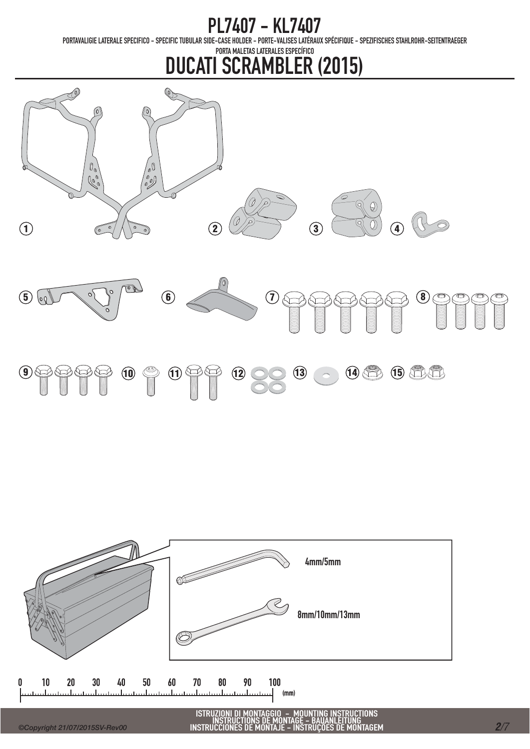# PL7407 - KL7407

PORTAVALIGIE LATERALE SPECIFICO - SPECIFIC TUBULAR SIDE-CASE HOLDER - PORTE-VALISES LATÉRAUX SPÉCIFIQUE - SPEZIFISCHES STAHLROHR-SEITENTRAEGER

PORTA MALETAS LATERALES ESPECÍFICO

# DUCATI SCRAMBLER (2015)

1 2 3 4

5 6 7 8

9 10 11 12 13 14 15

4mm/5mm

8mm/10mm/13mm

0 10 20 30 40 50 60 70 80 90 100 (mm)

ISTRUZIONI DI MONTAGGIO - MOUNTING INSTRUCTIONS
INSTRUCTIONS DE MONTAGE - BAUANLEITUNG
INSTRUCCIONES DE MONTAJE - INSTRUÇÕES DE MONTAGEM

©Copyright 21/07/2015SV-Rev00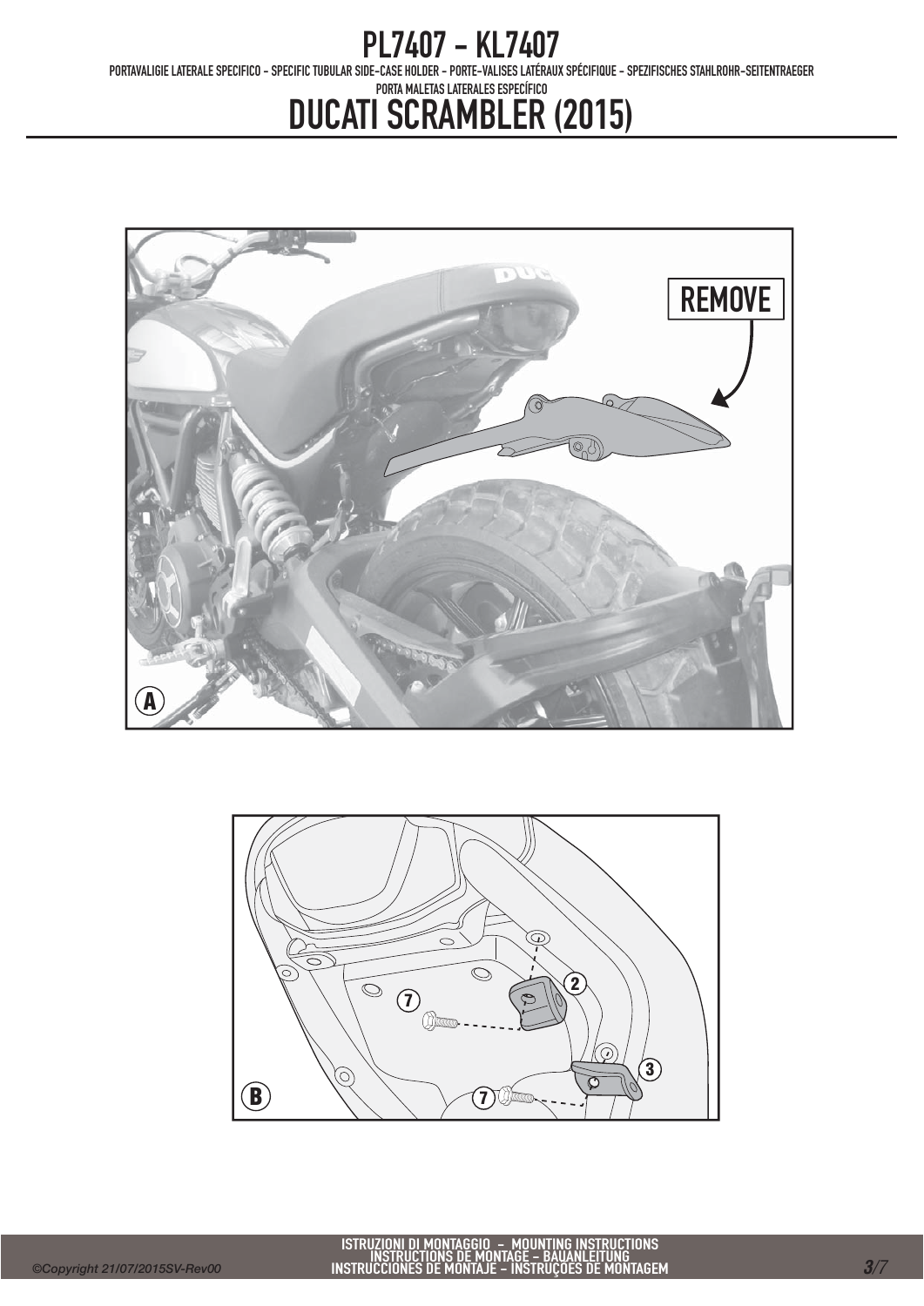# PL7407 - KL7407

PORTAVALIGIE LATERALE SPECIFICO - SPECIFIC TUBULAR SIDE-CASE HOLDER - PORTE-VALISES LATÉRAUX SPÉCIFIQUE - SPEZIFISCHES STAHLROHR-SEITENTRAEGER

PORTA MALETAS LATERALES ESPECÍFICO

# DUCATI SCRAMBLER (2015)

REMOVE

A

2

7

3

7

B

ISTRUZIONI DI MONTAGGIO - MOUNTING INSTRUCTIONS
INSTRUCTIONS DE MONTAGE - BAUANLEITUNG
INSTRUCCIONES DE MONTAJE - INSTRUÇÕES DE MONTAGEM

©Copyright 21/07/2015SV-Rev00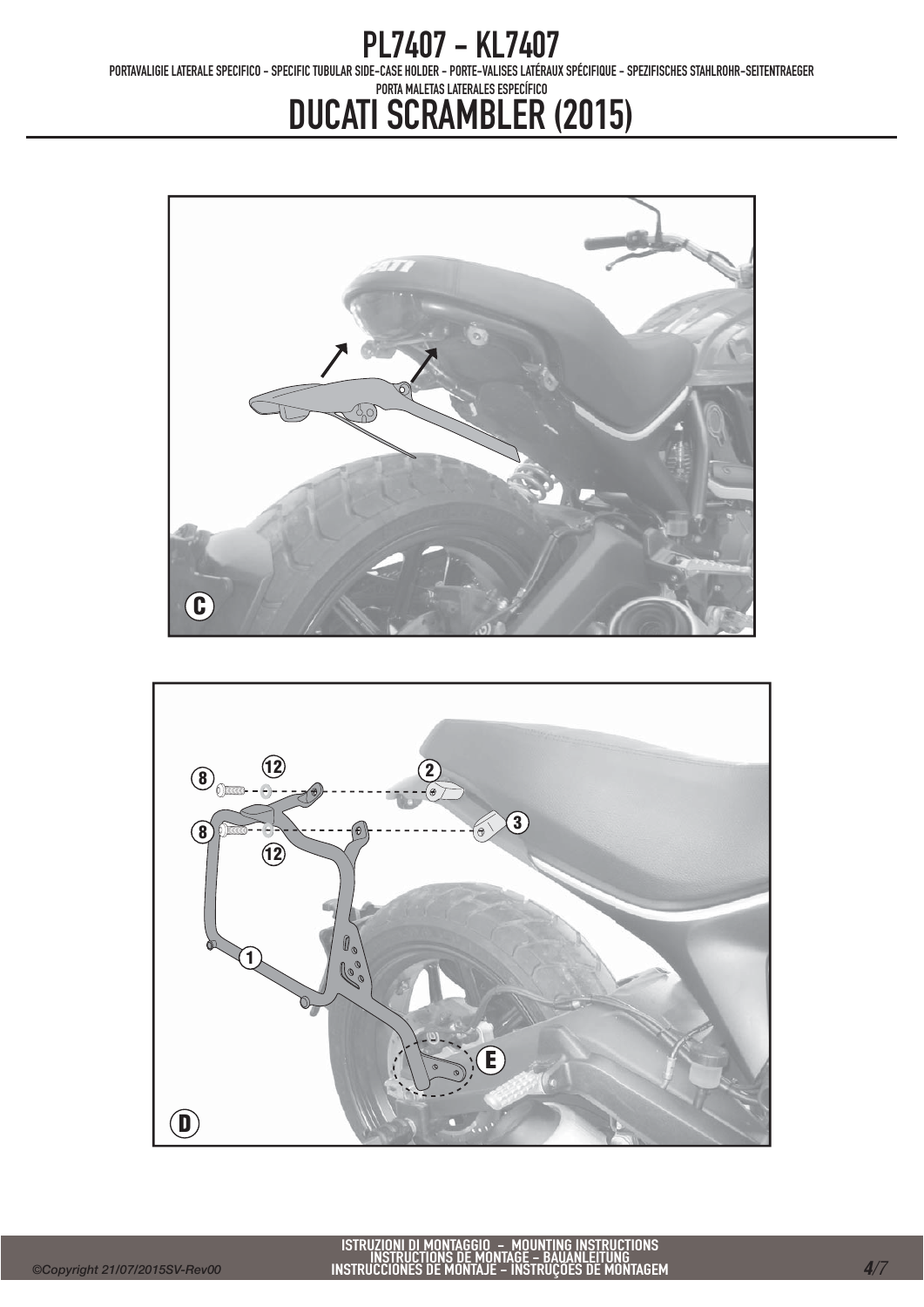# PL7407 - KL7407

PORTAVALIGIE LATERALE SPECIFICO - SPECIFIC TUBULAR SIDE-CASE HOLDER - PORTE-VALISES LATÉRAUX SPÉCIFIQUE - SPEZIFISCHES STAHLROHR-SEITENTRAEGER

PORTA MALETAS LATERALES ESPECÍFICO

# DUCATI SCRAMBLER (2015)

C

8 12 2 8 3 12 1 E

D

ISTRUZIONI DI MONTAGGIO - MOUNTING INSTRUCTIONS
INSTRUCTIONS DE MONTAGE - BAUANLEITUNG
INSTRUCCIONES DE MONTAJE - INSTRUÇOES DE MONTAGEM

©Copyright 21/07/2015SV-Rev00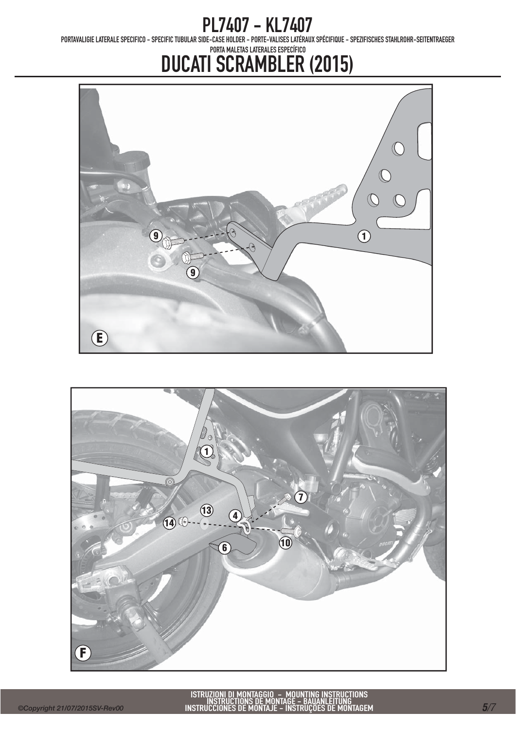# PL7407 - KL7407

PORTAVALIGIE LATERALE SPECIFICO - SPECIFIC TUBULAR SIDE-CASE HOLDER - PORTE-VALISES LATÉRAUX SPÉCIFIQUE - SPEZIFISCHES STAHLROHR-SEITENTRAEGER

PORTA MALETAS LATERALES ESPECÍFICO

## DUCATI SCRAMBLER (2015)

E

9 9 1

F

1 7 13 4 14 10 6

ISTRUZIONI DI MONTAGGIO - MOUNTING INSTRUCTIONS
INSTRUCTIONS DE MONTAGE - BAUANLEITUNG
INSTRUCCIONES DE MONTAJE - INSTRUÇÕES DE MONTAGEM

©Copyright 21/07/2015SV-Rev00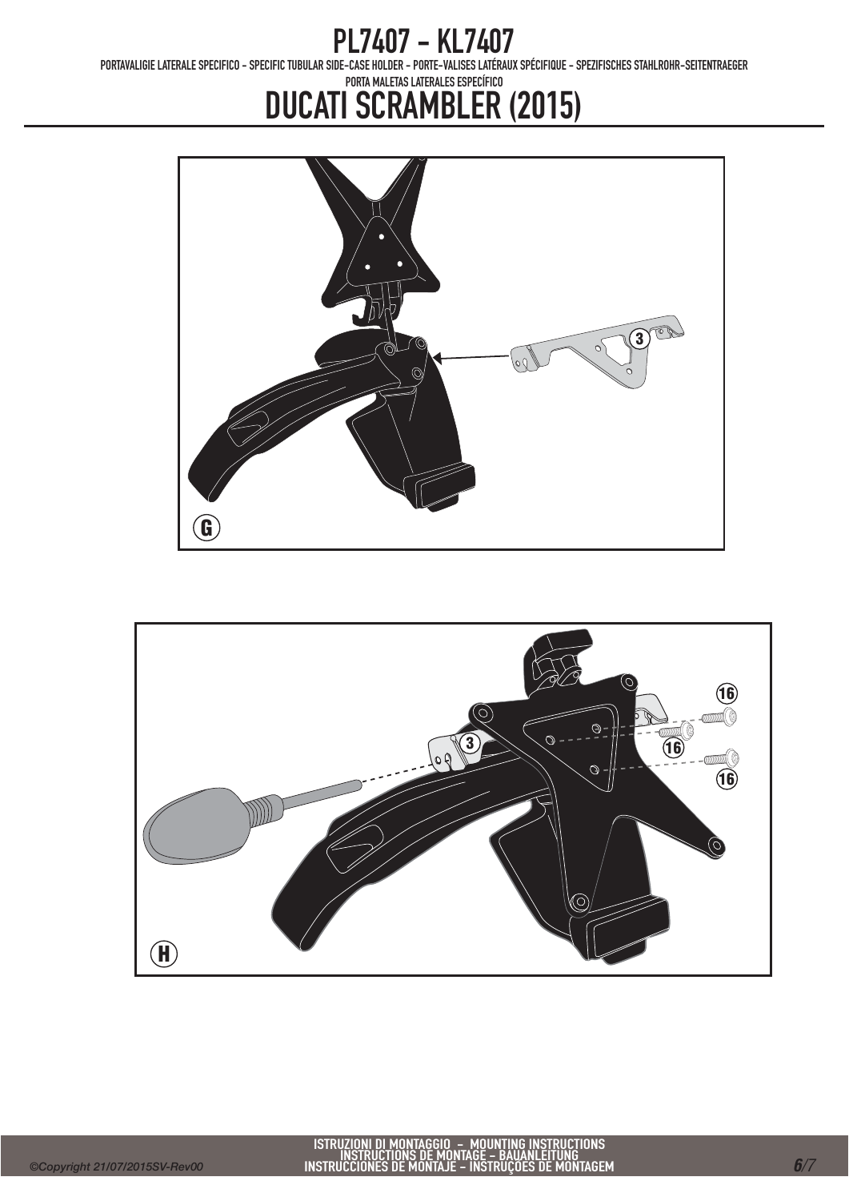# PL7407 - KL7407

PORTAVALIGIE LATERALE SPECIFICO - SPECIFIC TUBULAR SIDE-CASE HOLDER - PORTE-VALISES LATÉRAUX SPÉCIFIQUE - SPEZIFISCHES STAHLROHR-SEITENTRAEGER

PORTA MALETAS LATERALES ESPECÍFICO

## DUCATI SCRAMBLER (2015)

G

3

H

3

16

16

16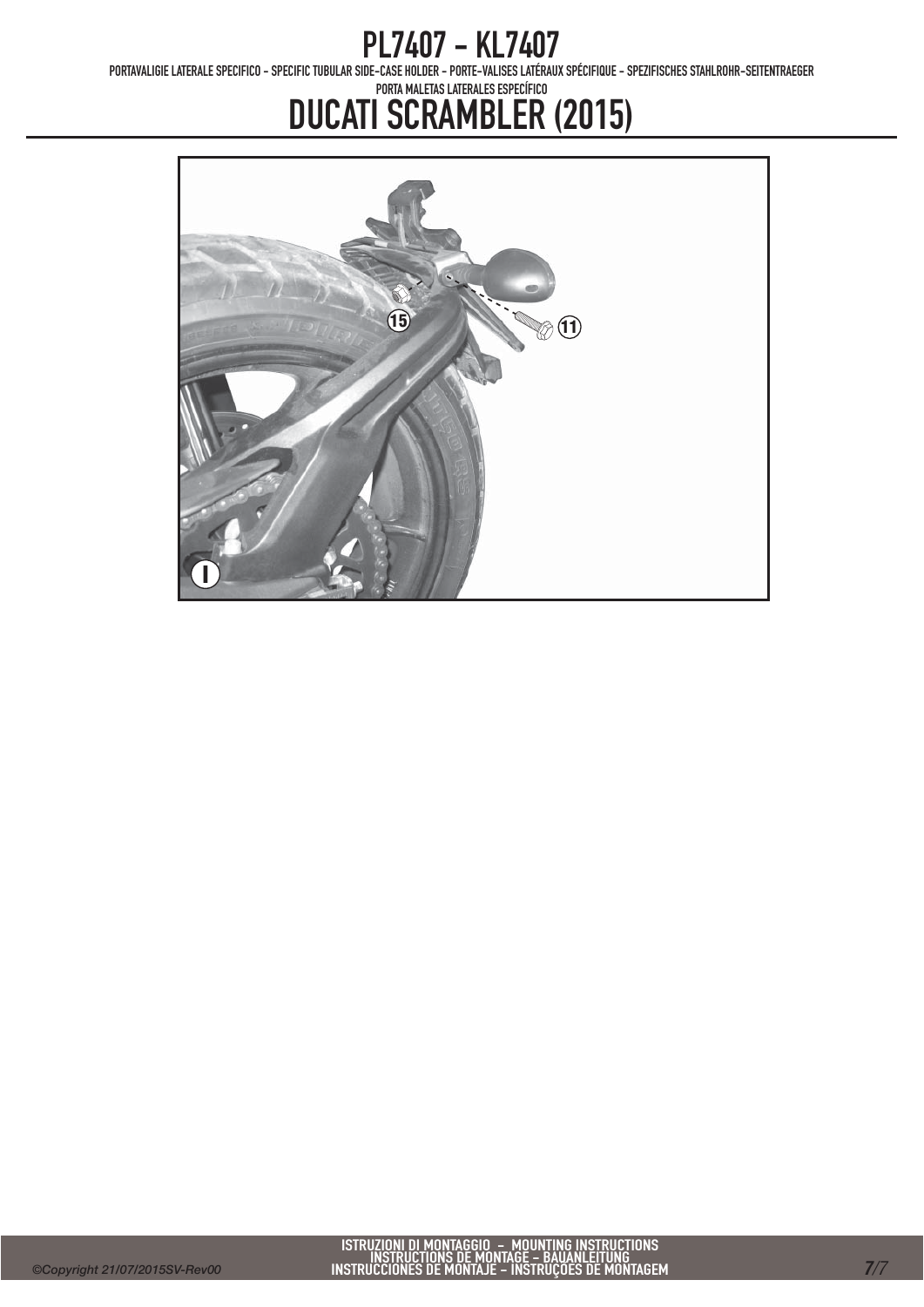# PL7407 - KL7407

PORTAVALIGIE LATERALE SPECIFICO - SPECIFIC TUBULAR SIDE-CASE HOLDER - PORTE-VALISES LATÉRAUX SPÉCIFIQUE - SPEZIFISCHES STAHLROHR-SEITENTRAEGER

PORTA MALETAS LATERALES ESPECÍFICO

# DUCATI SCRAMBLER (2015)

15

11

I

ISTRUZIONI DI MONTAGGIO - MOUNTING INSTRUCTIONS
INSTRUCTIONS DE MONTAGE - BAUANLEITUNG
INSTRUCCIONES DE MONTAJE - INSTRUÇOES DE MONTAGEM

*©Copyright 21/07/2015SV-Rev00*